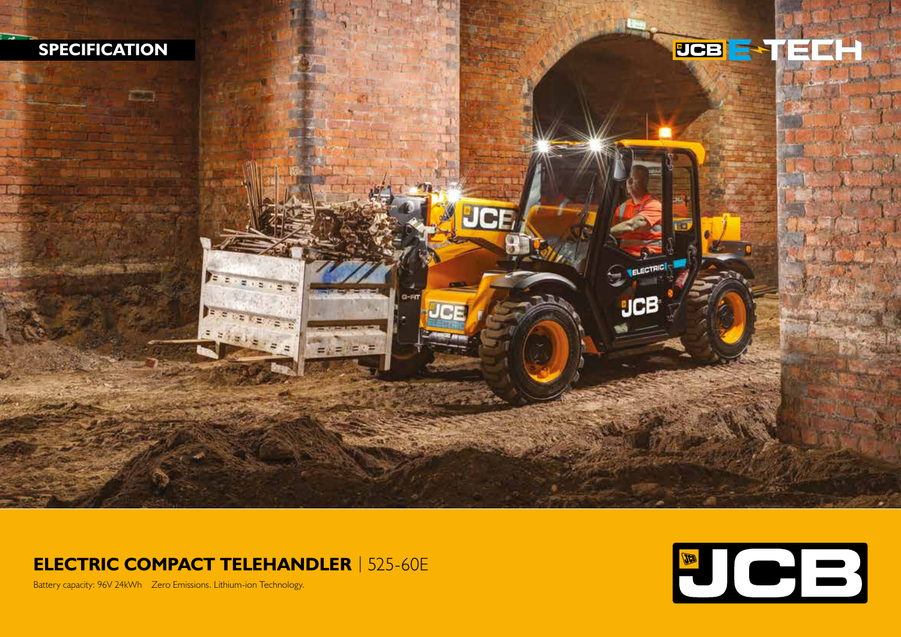SPECIFICATION

JCB E-TECH

# ELECTRIC COMPACT TELEHANDLER | 525-60E

Battery capacity: 96V 24kWh Zero Emissions. Lithium-ion Technology.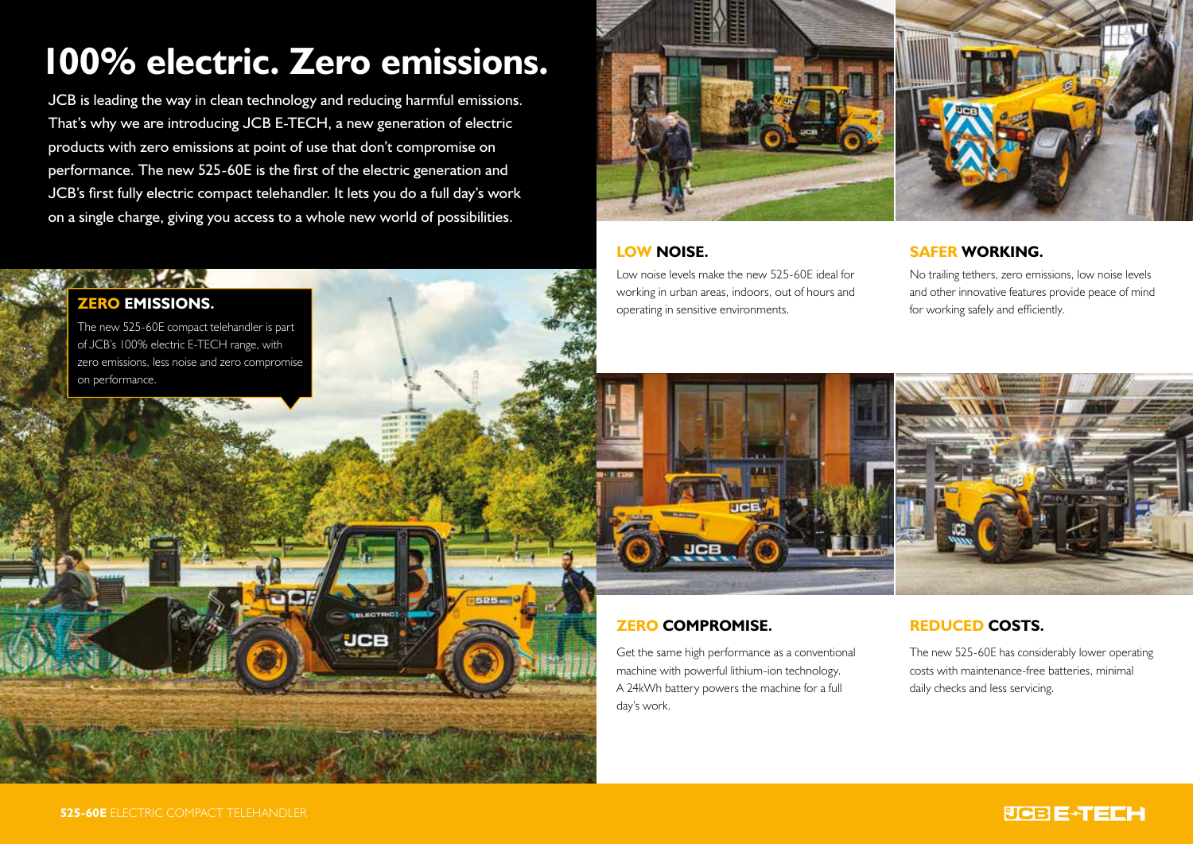# 100% electric. Zero emissions.

JCB is leading the way in clean technology and reducing harmful emissions. That's why we are introducing JCB E-TECH, a new generation of electric products with zero emissions at point of use that don't compromise on performance. The new 525-60E is the first of the electric generation and JCB's first fully electric compact telehandler. It lets you do a full day's work on a single charge, giving you access to a whole new world of possibilities.

## ZERO EMISSIONS.

The new 525-60E compact telehandler is part of JCB's 100% electric E-TECH range, with zero emissions, less noise and zero compromise on performance.

## LOW NOISE.

Low noise levels make the new 525-60E ideal for working in urban areas, indoors, out of hours and operating in sensitive environments.

## SAFER WORKING.

No trailing tethers, zero emissions, low noise levels and other innovative features provide peace of mind for working safely and efficiently.

## ZERO COMPROMISE.

Get the same high performance as a conventional machine with powerful lithium-ion technology. A 24kWh battery powers the machine for a full day's work.

## REDUCED COSTS.

The new 525-60E has considerably lower operating costs with maintenance-free batteries, minimal daily checks and less servicing.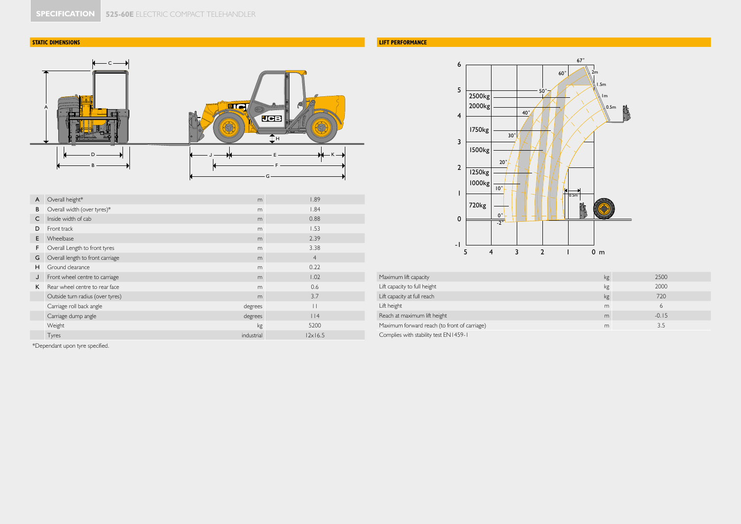**SPECIFICATION** 525-60E ELECTRIC COMPACT TELEHANDLER

## STATIC DIMENSIONS

| | | | |
|---|---|---|---|
| A | Overall height* | m | 1.89 |
| B | Overall width (over tyres)* | m | 1.84 |
| C | Inside width of cab | m | 0.88 |
| D | Front track | m | 1.53 |
| E | Wheelbase | m | 2.39 |
| F | Overall Length to front tyres | m | 3.38 |
| G | Overall length to front carriage | m | 4 |
| H | Ground clearance | m | 0.22 |
| J | Front wheel centre to carriage | m | 1.02 |
| K | Rear wheel centre to rear face | m | 0.6 |
| | Outside turn radius (over tyres) | m | 3.7 |
| | Carriage roll back angle | degrees | 11 |
| | Carriage dump angle | degrees | 114 |
| | Weight | kg | 5200 |
| | Tyres | industrial | 12x16.5 |

*Dependant upon tyre specified.

## LIFT PERFORMANCE

| | | |
|---|---|---|
| Maximum lift capacity | kg | 2500 |
| Lift capacity to full height | kg | 2000 |
| Lift capacity at full reach | kg | 720 |
| Lift height | m | 6 |
| Reach at maximum lift height | m | -0.15 |
| Maximum forward reach (to front of carriage) | m | 3.5 |

Complies with stability test EN1459-1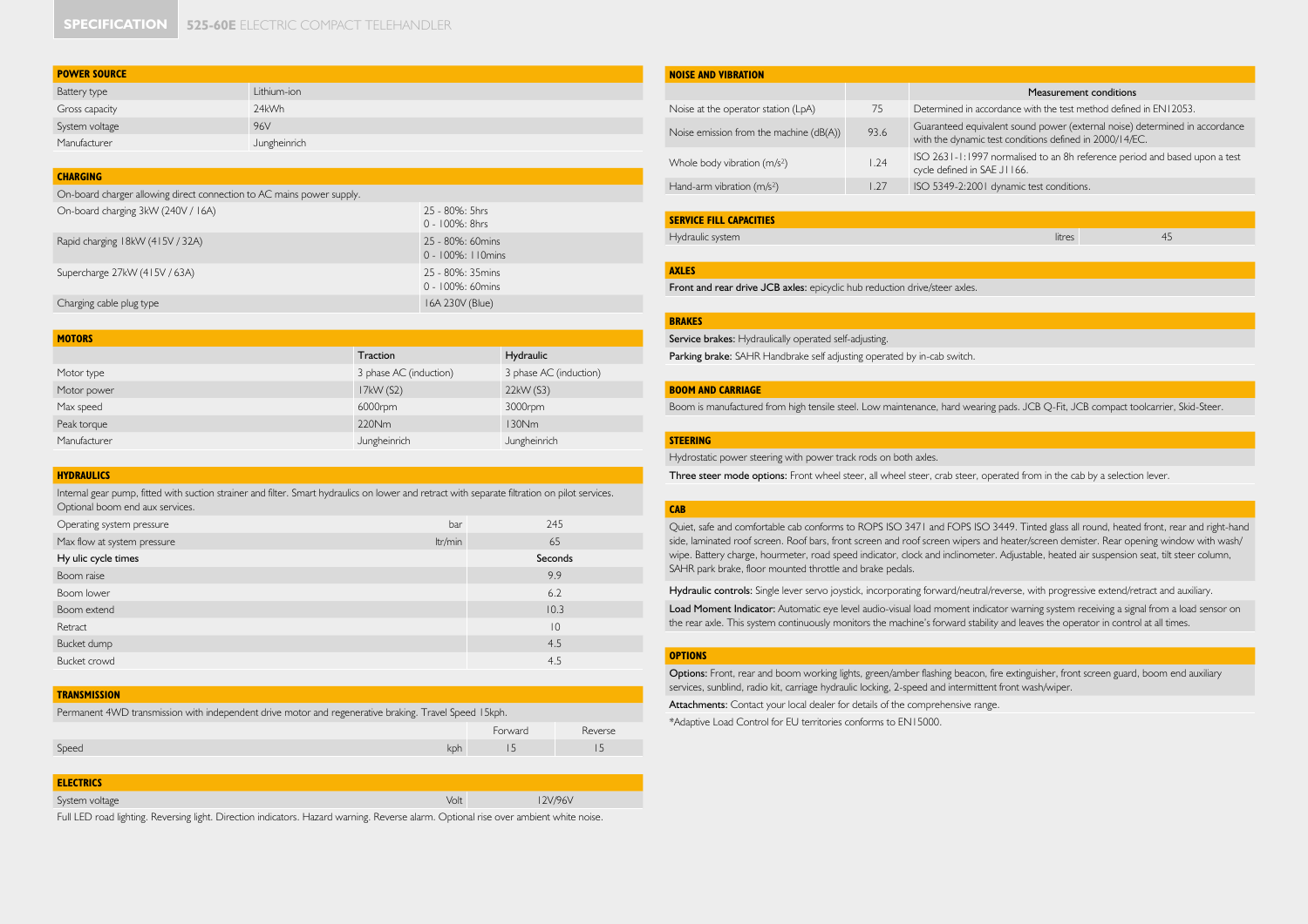# SPECIFICATION 525-60E ELECTRIC COMPACT TELEHANDLER

## POWER SOURCE

| | |
|---|---|
| Battery type | Lithium-ion |
| Gross capacity | 24kWh |
| System voltage | 96V |
| Manufacturer | Jungheinrich |

## CHARGING

On-board charger allowing direct connection to AC mains power supply.

| | |
|---|---|
| On-board charging 3kW (240V / 16A) | 25 - 80%: 5hrs<br>0 - 100%: 8hrs |
| Rapid charging 18kW (415V / 32A) | 25 - 80%: 60mins<br>0 - 100%: 110mins |
| Supercharge 27kW (415V / 63A) | 25 - 80%: 35mins<br>0 - 100%: 60mins |
| Charging cable plug type | 16A 230V (Blue) |

## MOTORS

| | Traction | Hydraulic |
|---|---|---|
| Motor type | 3 phase AC (induction) | 3 phase AC (induction) |
| Motor power | 17kW (S2) | 22kW (S3) |
| Max speed | 6000rpm | 3000rpm |
| Peak torque | 220Nm | 130Nm |
| Manufacturer | Jungheinrich | Jungheinrich |

## HYDRAULICS

Internal gear pump, fitted with suction strainer and filter. Smart hydraulics on lower and retract with separate filtration on pilot services. Optional boom end aux services.

| | | |
|---|---|---|
| Operating system pressure | bar | 245 |
| Max flow at system pressure | ltr/min | 65 |
| **Hy ulic cycle times** | | **Seconds** |
| Boom raise | | 9.9 |
| Boom lower | | 6.2 |
| Boom extend | | 10.3 |
| Retract | | 10 |
| Bucket dump | | 4.5 |
| Bucket crowd | | 4.5 |

## TRANSMISSION

Permanent 4WD transmission with independent drive motor and regenerative braking. Travel Speed 15kph.

| | | Forward | Reverse |
|---|---|---|---|
| Speed | kph | 15 | 15 |

## ELECTRICS

| | | |
|---|---|---|
| System voltage | Volt | 12V/96V |

Full LED road lighting. Reversing light. Direction indicators. Hazard warning. Reverse alarm. Optional rise over ambient white noise.

## NOISE AND VIBRATION

| | | Measurement conditions |
|---|---|---|
| Noise at the operator station (LpA) | 75 | Determined in accordance with the test method defined in EN12053. |
| Noise emission from the machine (dB(A)) | 93.6 | Guaranteed equivalent sound power (external noise) determined in accordance with the dynamic test conditions defined in 2000/14/EC. |
| Whole body vibration ($m/s^2$) | 1.24 | ISO 2631-1:1997 normalised to an 8h reference period and based upon a test cycle defined in SAE J1166. |
| Hand-arm vibration ($m/s^2$) | 1.27 | ISO 5349-2:2001 dynamic test conditions. |

## SERVICE FILL CAPACITIES

| | | |
|---|---|---|
| Hydraulic system | litres | 45 |

## AXLES

**Front and rear drive JCB axles:** epicyclic hub reduction drive/steer axles.

## BRAKES

**Service brakes:** Hydraulically operated self-adjusting.

**Parking brake:** SAHR Handbrake self adjusting operated by in-cab switch.

## BOOM AND CARRIAGE

Boom is manufactured from high tensile steel. Low maintenance, hard wearing pads. JCB Q-Fit, JCB compact toolcarrier, Skid-Steer.

## STEERING

Hydrostatic power steering with power track rods on both axles.

**Three steer mode options:** Front wheel steer, all wheel steer, crab steer, operated from in the cab by a selection lever.

## CAB

Quiet, safe and comfortable cab conforms to ROPS ISO 3471 and FOPS ISO 3449. Tinted glass all round, heated front, rear and right-hand side, laminated roof screen. Roof bars, front screen and roof screen wipers and heater/screen demister. Rear opening window with wash/wipe. Battery charge, hourmeter, road speed indicator, clock and inclinometer. Adjustable, heated air suspension seat, tilt steer column, SAHR park brake, floor mounted throttle and brake pedals.

**Hydraulic controls:** Single lever servo joystick, incorporating forward/neutral/reverse, with progressive extend/retract and auxiliary.

**Load Moment Indicator:** Automatic eye level audio-visual load moment indicator warning system receiving a signal from a load sensor on the rear axle. This system continuously monitors the machine's forward stability and leaves the operator in control at all times.

## OPTIONS

**Options:** Front, rear and boom working lights, green/amber flashing beacon, fire extinguisher, front screen guard, boom end auxiliary services, sunblind, radio kit, carriage hydraulic locking, 2-speed and intermittent front wash/wiper.

**Attachments:** Contact your local dealer for details of the comprehensive range.

*Adaptive Load Control for EU territories conforms to EN15000.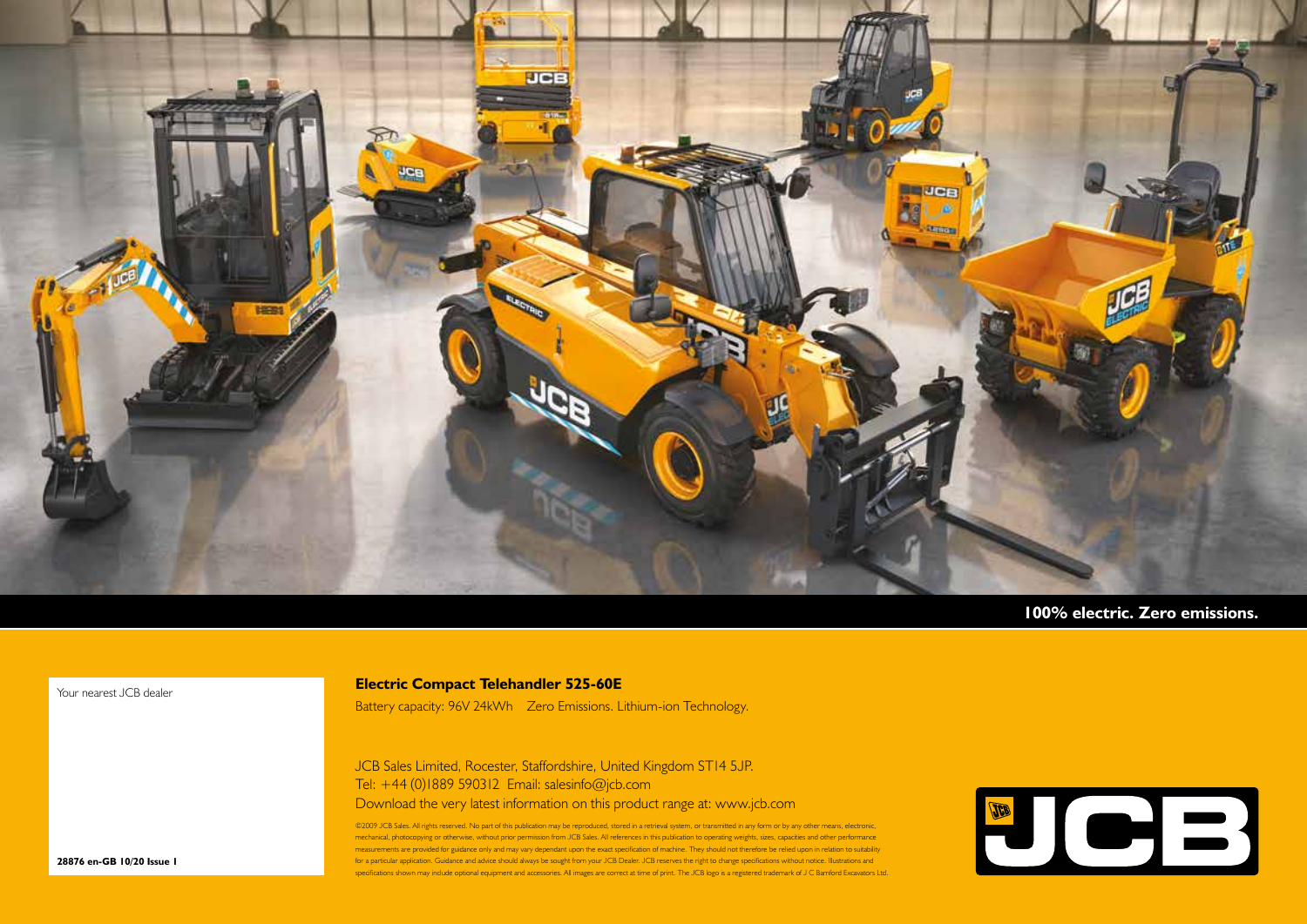**100% electric. Zero emissions.**

Your nearest JCB dealer

**Electric Compact Telehandler 525-60E**

Battery capacity: 96V 24kWh   Zero Emissions. Lithium-ion Technology.

JCB Sales Limited, Rocester, Staffordshire, United Kingdom ST14 5JP.
Tel: +44 (0)1889 590312  Email: salesinfo@jcb.com
Download the very latest information on this product range at: www.jcb.com

©2009 JCB Sales. All rights reserved. No part of this publication may be reproduced, stored in a retrieval system, or transmitted in any form or by any other means, electronic, mechanical, photocopying or otherwise, without prior permission from JCB Sales. All references in this publication to operating weights, sizes, capacities and other performance measurements are provided for guidance only and may vary dependant upon the exact specification of machine. They should not therefore be relied upon in relation to suitability for a particular application. Guidance and advice should always be sought from your JCB Dealer. JCB reserves the right to change specifications without notice. Illustrations and specifications shown may include optional equipment and accessories. All images are correct at time of print. The JCB logo is a registered trademark of J C Bamford Excavators Ltd.

**28876 en-GB 10/20 Issue 1**